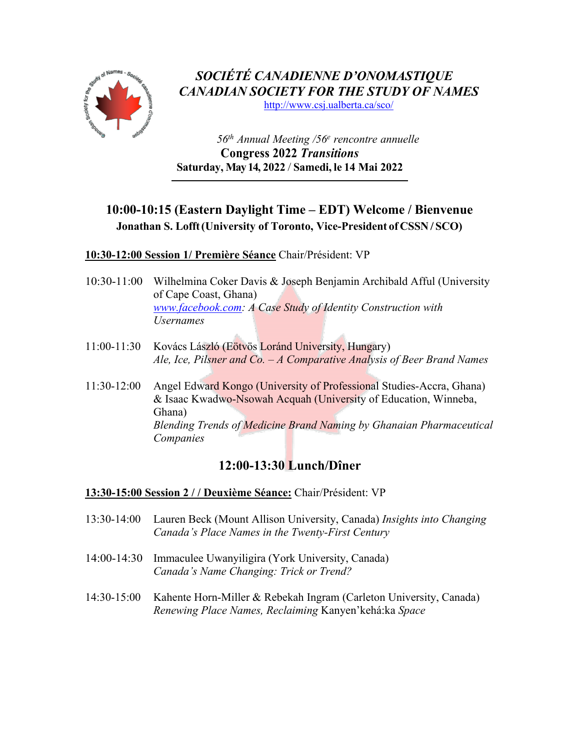# *SOCIÉTÉ CANADIENNE D'ONOMASTIQUE*
# *CANADIAN SOCIETY FOR THE STUDY OF NAMES*

http://www.csj.ualberta.ca/sco/

*56th Annual Meeting /56e rencontre annuelle*

**Congress 2022 *Transitions***

**Saturday, May 14, 2022 / Samedi, le 14 Mai 2022**

---

## 10:00-10:15 (Eastern Daylight Time – EDT) Welcome / Bienvenue

**Jonathan S. Lofft (University of Toronto, Vice-President of CSSN / SCO)**

**10:30-12:00 Session 1/ Première Séance** Chair/Président: VP

10:30-11:00 Wilhelmina Coker Davis & Joseph Benjamin Archibald Afful (University of Cape Coast, Ghana)
*www.facebook.com: A Case Study of Identity Construction with Usernames*

11:00-11:30 Kovács László (Eötvös Loránd University, Hungary)
*Ale, Ice, Pilsner and Co. – A Comparative Analysis of Beer Brand Names*

11:30-12:00 Angel Edward Kongo (University of Professional Studies-Accra, Ghana) & Isaac Kwadwo-Nsowah Acquah (University of Education, Winneba, Ghana)
*Blending Trends of Medicine Brand Naming by Ghanaian Pharmaceutical Companies*

## 12:00-13:30 Lunch/Dîner

**13:30-15:00 Session 2 / / Deuxième Séance:** Chair/Président: VP

13:30-14:00 Lauren Beck (Mount Allison University, Canada) *Insights into Changing Canada's Place Names in the Twenty-First Century*

14:00-14:30 Immaculee Uwanyiligira (York University, Canada)
*Canada's Name Changing: Trick or Trend?*

14:30-15:00 Kahente Horn-Miller & Rebekah Ingram (Carleton University, Canada)
*Renewing Place Names, Reclaiming* Kanyen'kehá:ka *Space*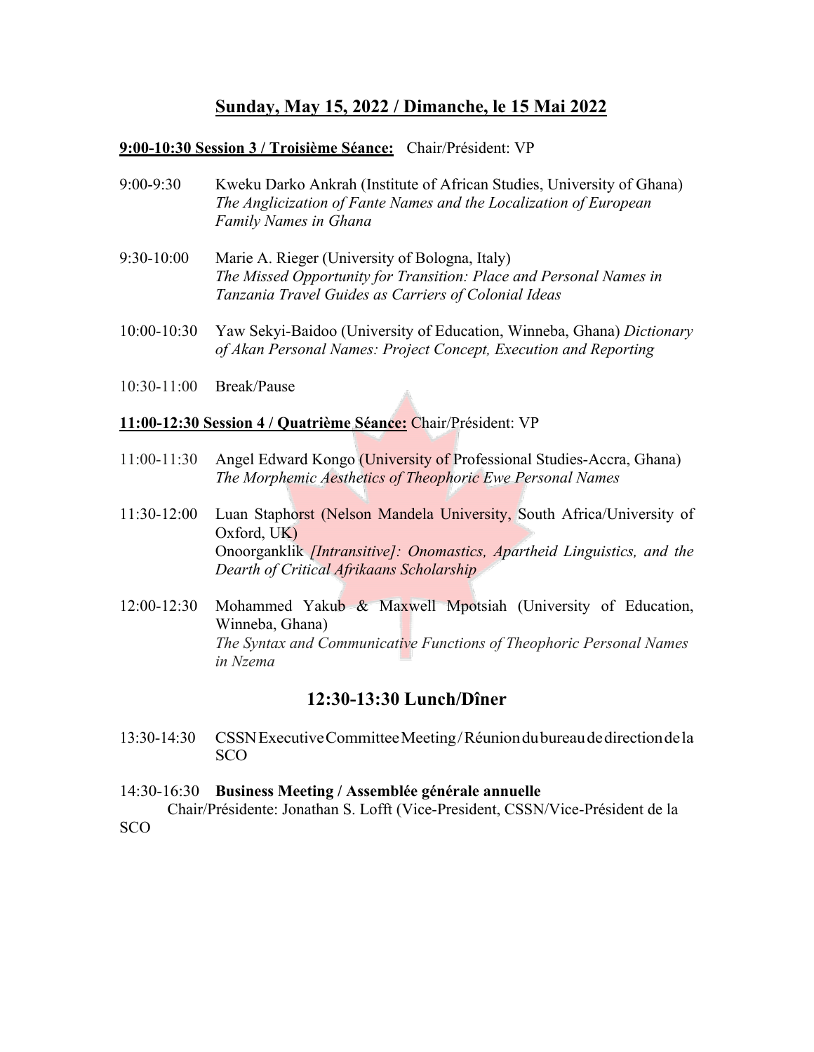## Sunday, May 15, 2022 / Dimanche, le 15 Mai 2022

**9:00-10:30 Session 3 / Troisième Séance:** Chair/Président: VP

9:00-9:30 Kweku Darko Ankrah (Institute of African Studies, University of Ghana)
*The Anglicization of Fante Names and the Localization of European Family Names in Ghana*

9:30-10:00 Marie A. Rieger (University of Bologna, Italy)
*The Missed Opportunity for Transition: Place and Personal Names in Tanzania Travel Guides as Carriers of Colonial Ideas*

10:00-10:30 Yaw Sekyi-Baidoo (University of Education, Winneba, Ghana) *Dictionary of Akan Personal Names: Project Concept, Execution and Reporting*

10:30-11:00 Break/Pause

**11:00-12:30 Session 4 / Quatrième Séance:** Chair/Président: VP

11:00-11:30 Angel Edward Kongo (University of Professional Studies-Accra, Ghana)
*The Morphemic Aesthetics of Theophoric Ewe Personal Names*

11:30-12:00 Luan Staphorst (Nelson Mandela University, South Africa/University of Oxford, UK)
Onoorganklik *[Intransitive]: Onomastics, Apartheid Linguistics, and the Dearth of Critical Afrikaans Scholarship*

12:00-12:30 Mohammed Yakub & Maxwell Mpotsiah (University of Education, Winneba, Ghana)
*The Syntax and Communicative Functions of Theophoric Personal Names in Nzema*

## 12:30-13:30 Lunch/Dîner

13:30-14:30 CSSN Executive Committee Meeting / Réunion du bureau de direction de la SCO

14:30-16:30 **Business Meeting / Assemblée générale annuelle**
Chair/Présidente: Jonathan S. Lofft (Vice-President, CSSN/Vice-Président de la SCO